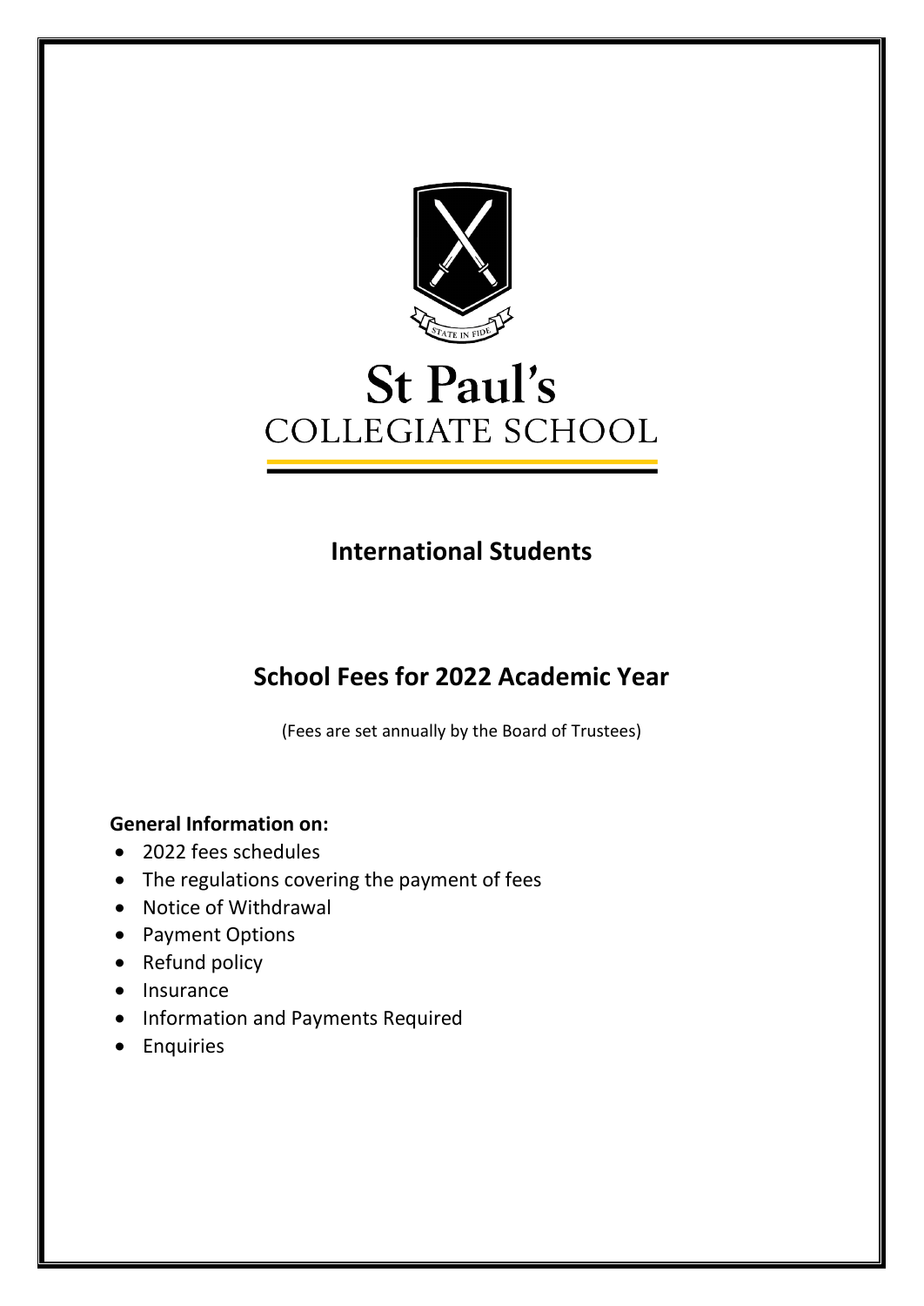STATE IN FIDE

# St Paul's COLLEGIATE SCHOOL

## International Students

## School Fees for 2022 Academic Year

(Fees are set annually by the Board of Trustees)

**General Information on:**

- 2022 fees schedules
- The regulations covering the payment of fees
- Notice of Withdrawal
- Payment Options
- Refund policy
- Insurance
- Information and Payments Required
- Enquiries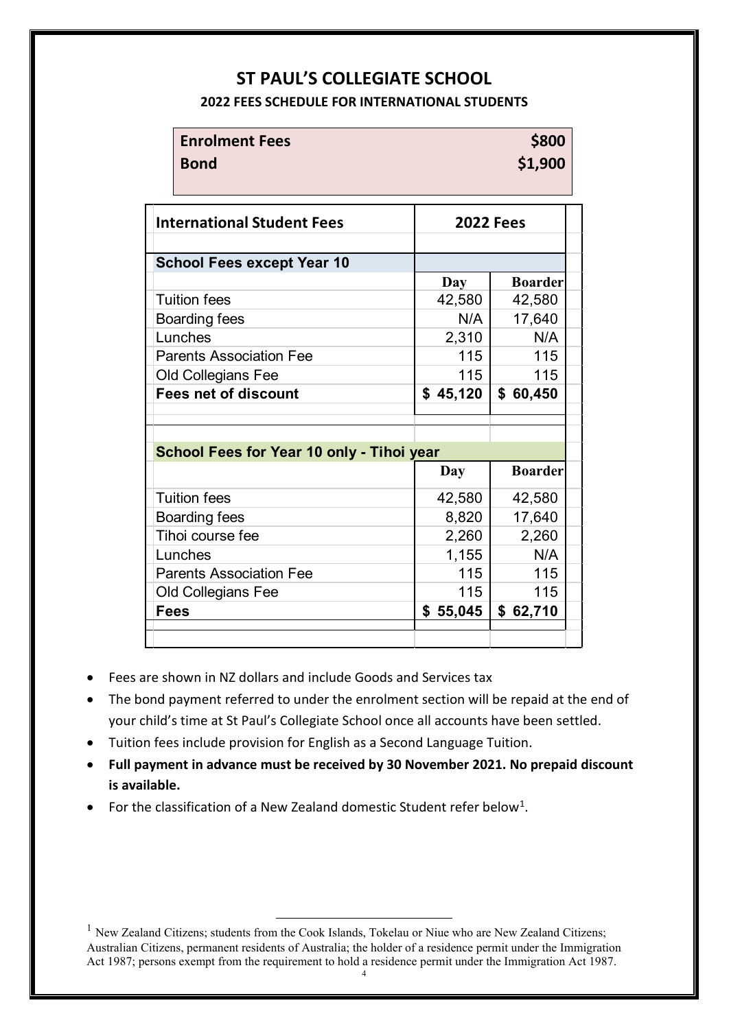# ST PAUL'S COLLEGIATE SCHOOL

## 2022 FEES SCHEDULE FOR INTERNATIONAL STUDENTS

| | |
|---|---|
| **Enrolment Fees** | **$800** |
| **Bond** | **$1,900** |

| **International Student Fees** | **2022 Fees** | |
|---|---|---|
| **School Fees except Year 10** | | |
| | **Day** | **Boarder** |
| Tuition fees | 42,580 | 42,580 |
| Boarding fees | N/A | 17,640 |
| Lunches | 2,310 | N/A |
| Parents Association Fee | 115 | 115 |
| Old Collegians Fee | 115 | 115 |
| **Fees net of discount** | **$ 45,120** | **$ 60,450** |
| | | |
| **School Fees for Year 10 only - Tihoi year** | | |
| | **Day** | **Boarder** |
| Tuition fees | 42,580 | 42,580 |
| Boarding fees | 8,820 | 17,640 |
| Tihoi course fee | 2,260 | 2,260 |
| Lunches | 1,155 | N/A |
| Parents Association Fee | 115 | 115 |
| Old Collegians Fee | 115 | 115 |
| **Fees** | **$ 55,045** | **$ 62,710** |

- Fees are shown in NZ dollars and include Goods and Services tax
- The bond payment referred to under the enrolment section will be repaid at the end of your child's time at St Paul's Collegiate School once all accounts have been settled.
- Tuition fees include provision for English as a Second Language Tuition.
- **Full payment in advance must be received by 30 November 2021. No prepaid discount is available.**
- For the classification of a New Zealand domestic Student refer below[1].

[1] New Zealand Citizens; students from the Cook Islands, Tokelau or Niue who are New Zealand Citizens; Australian Citizens, permanent residents of Australia; the holder of a residence permit under the Immigration Act 1987; persons exempt from the requirement to hold a residence permit under the Immigration Act 1987.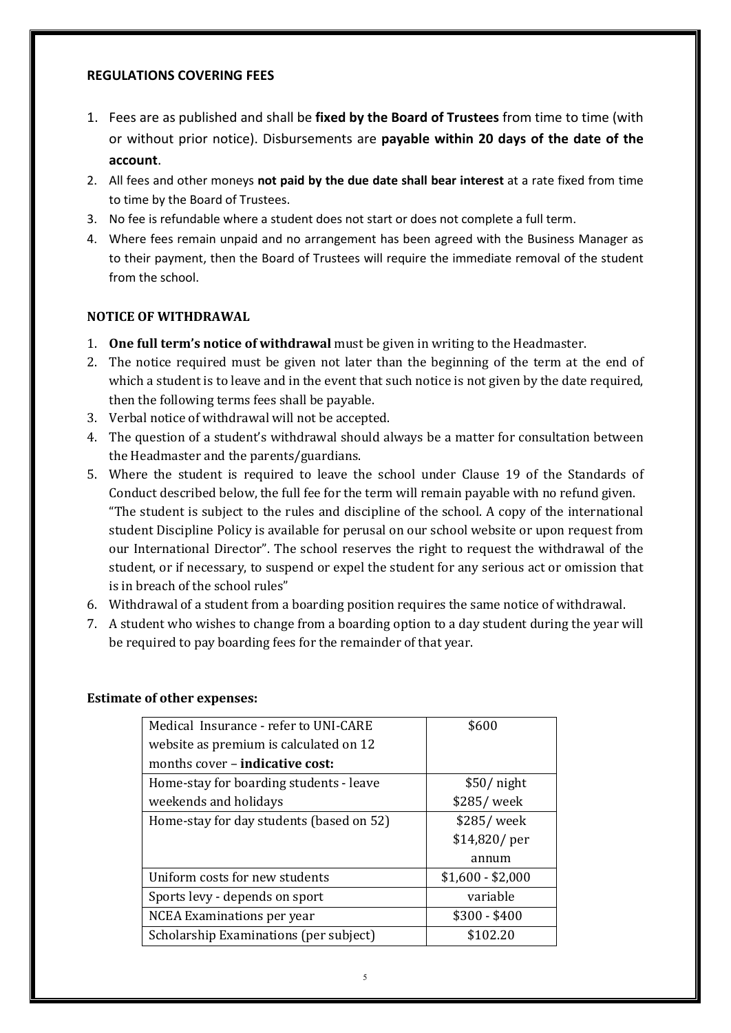## REGULATIONS COVERING FEES

1. Fees are as published and shall be **fixed by the Board of Trustees** from time to time (with or without prior notice). Disbursements are **payable within 20 days of the date of the account**.
2. All fees and other moneys **not paid by the due date shall bear interest** at a rate fixed from time to time by the Board of Trustees.
3. No fee is refundable where a student does not start or does not complete a full term.
4. Where fees remain unpaid and no arrangement has been agreed with the Business Manager as to their payment, then the Board of Trustees will require the immediate removal of the student from the school.

## NOTICE OF WITHDRAWAL

1. **One full term's notice of withdrawal** must be given in writing to the Headmaster.
2. The notice required must be given not later than the beginning of the term at the end of which a student is to leave and in the event that such notice is not given by the date required, then the following terms fees shall be payable.
3. Verbal notice of withdrawal will not be accepted.
4. The question of a student's withdrawal should always be a matter for consultation between the Headmaster and the parents/guardians.
5. Where the student is required to leave the school under Clause 19 of the Standards of Conduct described below, the full fee for the term will remain payable with no refund given. "The student is subject to the rules and discipline of the school. A copy of the international student Discipline Policy is available for perusal on our school website or upon request from our International Director". The school reserves the right to request the withdrawal of the student, or if necessary, to suspend or expel the student for any serious act or omission that is in breach of the school rules"
6. Withdrawal of a student from a boarding position requires the same notice of withdrawal.
7. A student who wishes to change from a boarding option to a day student during the year will be required to pay boarding fees for the remainder of that year.

**Estimate of other expenses:**

| | |
|---|---|
| Medical Insurance - refer to UNI-CARE website as premium is calculated on 12 months cover – **indicative cost:** | $600 |
| Home-stay for boarding students - leave weekends and holidays | $50/ night<br>$285/ week |
| Home-stay for day students (based on 52) | $285/ week<br>$14,820/ per annum |
| Uniform costs for new students | $1,600 - $2,000 |
| Sports levy - depends on sport | variable |
| NCEA Examinations per year | $300 - $400 |
| Scholarship Examinations (per subject) | $102.20 |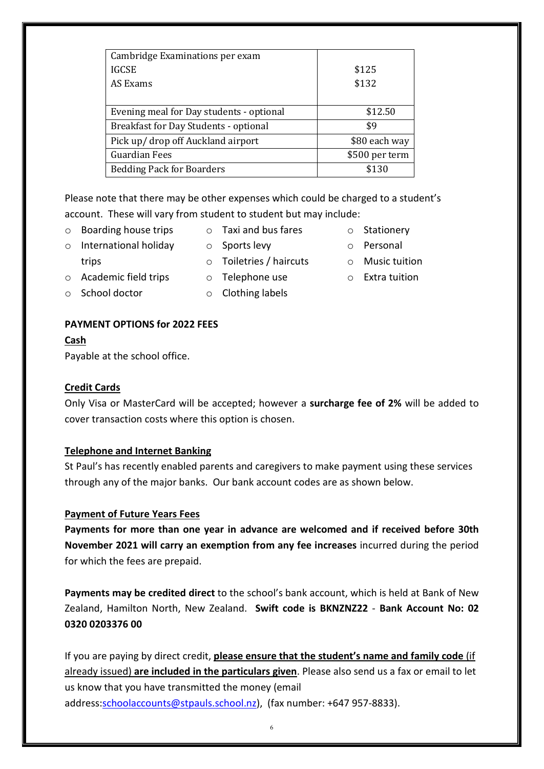| | |
|---|---|
| Cambridge Examinations per exam<br>IGCSE<br>AS Exams | <br>$125<br>$132 |
| Evening meal for Day students - optional | $12.50 |
| Breakfast for Day Students - optional | $9 |
| Pick up/ drop off Auckland airport | $80 each way |
| Guardian Fees | $500 per term |
| Bedding Pack for Boarders | $130 |

Please note that there may be other expenses which could be charged to a student's account. These will vary from student to student but may include:

- Boarding house trips
- International holiday trips
- Academic field trips
- School doctor
- Taxi and bus fares
- Sports levy
- Toiletries / haircuts
- Telephone use
- Clothing labels
- Stationery
- Personal
- Music tuition
- Extra tuition

**PAYMENT OPTIONS for 2022 FEES**

**Cash**

Payable at the school office.

**Credit Cards**

Only Visa or MasterCard will be accepted; however a **surcharge fee of 2%** will be added to cover transaction costs where this option is chosen.

**Telephone and Internet Banking**

St Paul's has recently enabled parents and caregivers to make payment using these services through any of the major banks. Our bank account codes are as shown below.

**Payment of Future Years Fees**

**Payments for more than one year in advance are welcomed and if received before 30th November 2021 will carry an exemption from any fee increases** incurred during the period for which the fees are prepaid.

**Payments may be credited direct** to the school's bank account, which is held at Bank of New Zealand, Hamilton North, New Zealand. **Swift code is BKNZNZ22** - **Bank Account No: 02 0320 0203376 00**

If you are paying by direct credit, **please ensure that the student's name and family code** (if already issued) **are included in the particulars given**. Please also send us a fax or email to let us know that you have transmitted the money (email address:schoolaccounts@stpauls.school.nz), (fax number: +647 957-8833).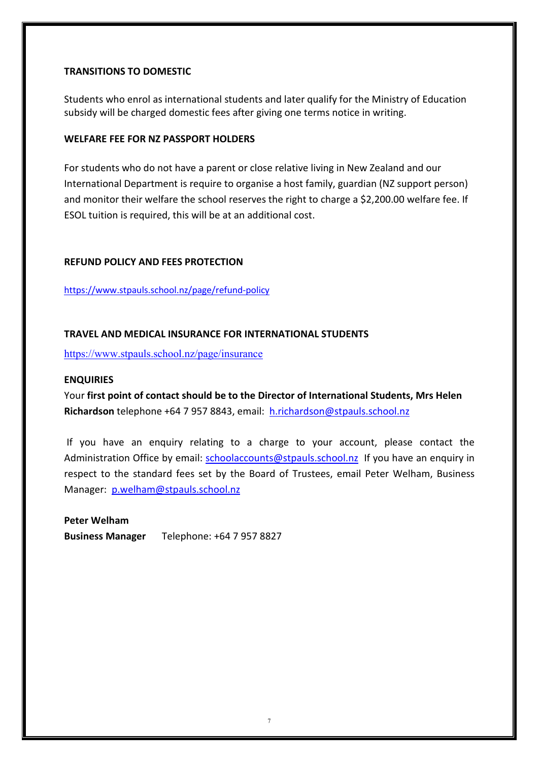**TRANSITIONS TO DOMESTIC**

Students who enrol as international students and later qualify for the Ministry of Education subsidy will be charged domestic fees after giving one terms notice in writing.

**WELFARE FEE FOR NZ PASSPORT HOLDERS**

For students who do not have a parent or close relative living in New Zealand and our International Department is require to organise a host family, guardian (NZ support person) and monitor their welfare the school reserves the right to charge a $2,200.00 welfare fee. If ESOL tuition is required, this will be at an additional cost.

**REFUND POLICY AND FEES PROTECTION**

https://www.stpauls.school.nz/page/refund-policy

**TRAVEL AND MEDICAL INSURANCE FOR INTERNATIONAL STUDENTS**

https://www.stpauls.school.nz/page/insurance

**ENQUIRIES**

Your **first point of contact should be to the Director of International Students, Mrs Helen Richardson** telephone +64 7 957 8843, email: h.richardson@stpauls.school.nz

If you have an enquiry relating to a charge to your account, please contact the Administration Office by email: schoolaccounts@stpauls.school.nz If you have an enquiry in respect to the standard fees set by the Board of Trustees, email Peter Welham, Business Manager: p.welham@stpauls.school.nz

**Peter Welham**
**Business Manager** Telephone: +64 7 957 8827